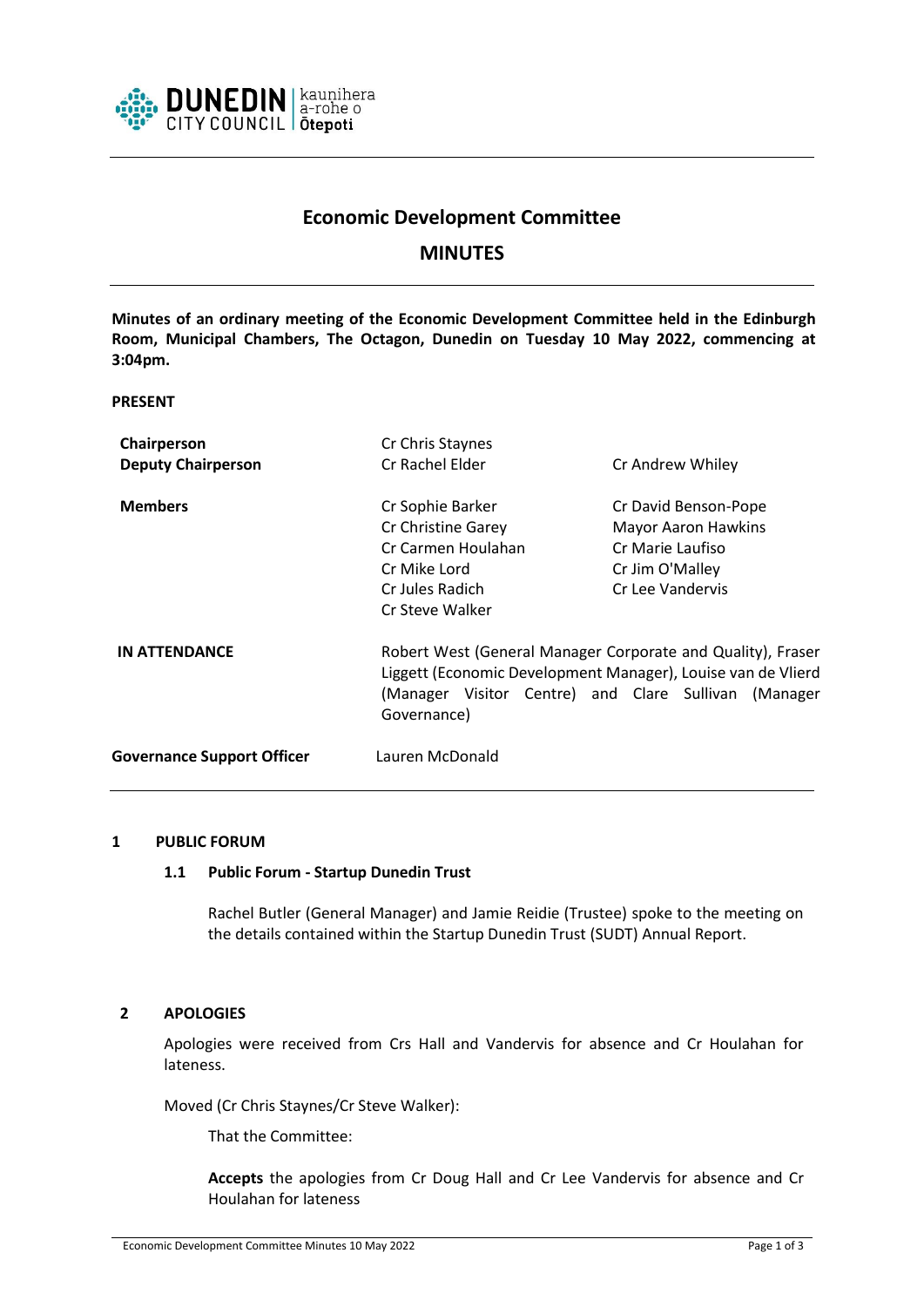# Economic Development Committee

## MINUTES

**Minutes of an ordinary meeting of the Economic Development Committee held in the Edinburgh Room, Municipal Chambers, The Octagon, Dunedin on Tuesday 10 May 2022, commencing at 3:04pm.**

**PRESENT**

| | | |
|---|---|---|
| **Chairperson** | Cr Chris Staynes | |
| **Deputy Chairperson** | Cr Rachel Elder | Cr Andrew Whiley |
| **Members** | Cr Sophie Barker | Cr David Benson-Pope |
| | Cr Christine Garey | Mayor Aaron Hawkins |
| | Cr Carmen Houlahan | Cr Marie Laufiso |
| | Cr Mike Lord | Cr Jim O'Malley |
| | Cr Jules Radich | Cr Lee Vandervis |
| | Cr Steve Walker | |
| **IN ATTENDANCE** | Robert West (General Manager Corporate and Quality), Fraser Liggett (Economic Development Manager), Louise van de Vlierd (Manager Visitor Centre) and Clare Sullivan (Manager Governance) | |
| **Governance Support Officer** | Lauren McDonald | |

## 1 PUBLIC FORUM

### 1.1 Public Forum - Startup Dunedin Trust

Rachel Butler (General Manager) and Jamie Reidie (Trustee) spoke to the meeting on the details contained within the Startup Dunedin Trust (SUDT) Annual Report.

## 2 APOLOGIES

Apologies were received from Crs Hall and Vandervis for absence and Cr Houlahan for lateness.

Moved (Cr Chris Staynes/Cr Steve Walker):

That the Committee:

**Accepts** the apologies from Cr Doug Hall and Cr Lee Vandervis for absence and Cr Houlahan for lateness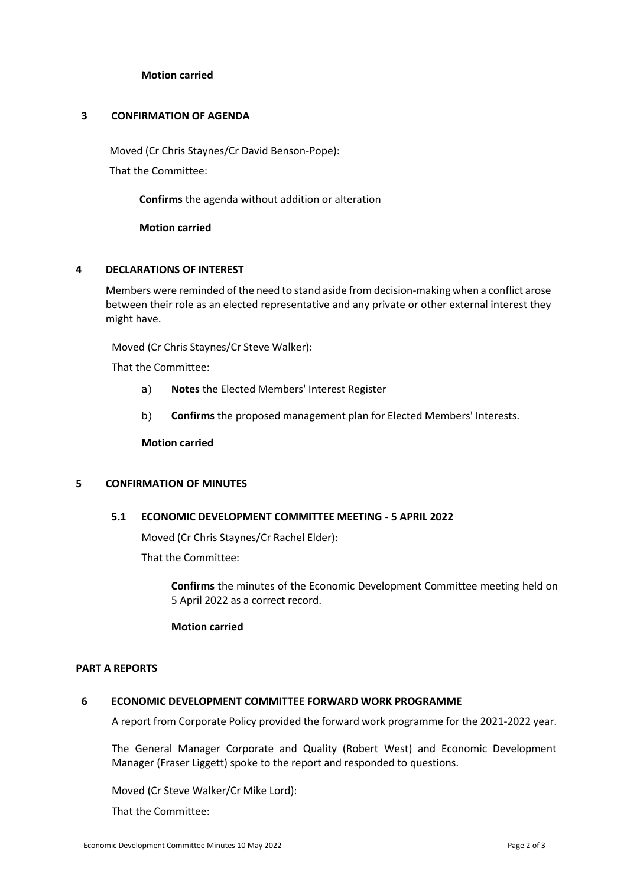**Motion carried**

## 3 CONFIRMATION OF AGENDA

Moved (Cr Chris Staynes/Cr David Benson-Pope):

That the Committee:

**Confirms** the agenda without addition or alteration

**Motion carried**

## 4 DECLARATIONS OF INTEREST

Members were reminded of the need to stand aside from decision-making when a conflict arose between their role as an elected representative and any private or other external interest they might have.

Moved (Cr Chris Staynes/Cr Steve Walker):

That the Committee:

a) **Notes** the Elected Members' Interest Register

b) **Confirms** the proposed management plan for Elected Members' Interests.

**Motion carried**

## 5 CONFIRMATION OF MINUTES

### 5.1 ECONOMIC DEVELOPMENT COMMITTEE MEETING - 5 APRIL 2022

Moved (Cr Chris Staynes/Cr Rachel Elder):

That the Committee:

**Confirms** the minutes of the Economic Development Committee meeting held on 5 April 2022 as a correct record.

**Motion carried**

**PART A REPORTS**

## 6 ECONOMIC DEVELOPMENT COMMITTEE FORWARD WORK PROGRAMME

A report from Corporate Policy provided the forward work programme for the 2021-2022 year.

The General Manager Corporate and Quality (Robert West) and Economic Development Manager (Fraser Liggett) spoke to the report and responded to questions.

Moved (Cr Steve Walker/Cr Mike Lord):

That the Committee: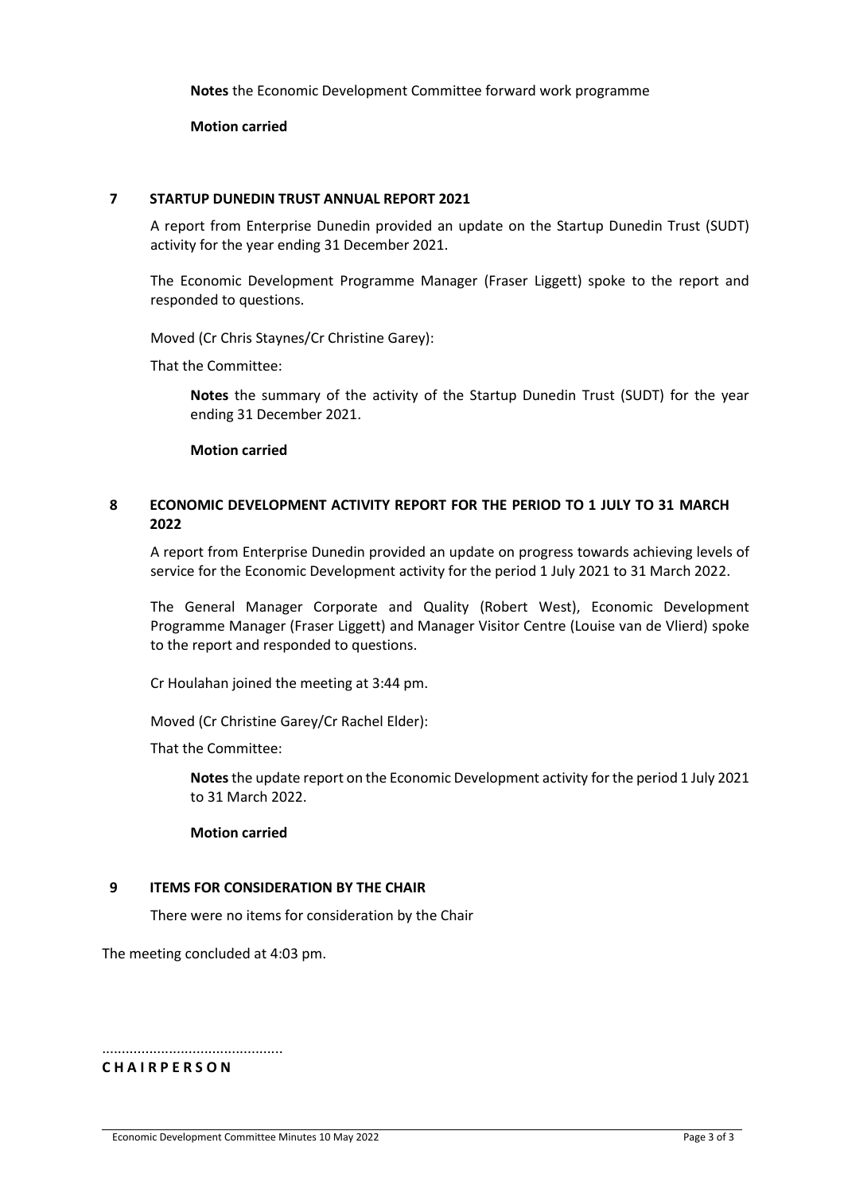**Notes** the Economic Development Committee forward work programme

**Motion carried**

## 7 STARTUP DUNEDIN TRUST ANNUAL REPORT 2021

A report from Enterprise Dunedin provided an update on the Startup Dunedin Trust (SUDT) activity for the year ending 31 December 2021.

The Economic Development Programme Manager (Fraser Liggett) spoke to the report and responded to questions.

Moved (Cr Chris Staynes/Cr Christine Garey):

That the Committee:

**Notes** the summary of the activity of the Startup Dunedin Trust (SUDT) for the year ending 31 December 2021.

**Motion carried**

## 8 ECONOMIC DEVELOPMENT ACTIVITY REPORT FOR THE PERIOD TO 1 JULY TO 31 MARCH 2022

A report from Enterprise Dunedin provided an update on progress towards achieving levels of service for the Economic Development activity for the period 1 July 2021 to 31 March 2022.

The General Manager Corporate and Quality (Robert West), Economic Development Programme Manager (Fraser Liggett) and Manager Visitor Centre (Louise van de Vlierd) spoke to the report and responded to questions.

Cr Houlahan joined the meeting at 3:44 pm.

Moved (Cr Christine Garey/Cr Rachel Elder):

That the Committee:

**Notes** the update report on the Economic Development activity for the period 1 July 2021 to 31 March 2022.

**Motion carried**

## 9 ITEMS FOR CONSIDERATION BY THE CHAIR

There were no items for consideration by the Chair

The meeting concluded at 4:03 pm.

..............................................

**C H A I R P E R S O N**